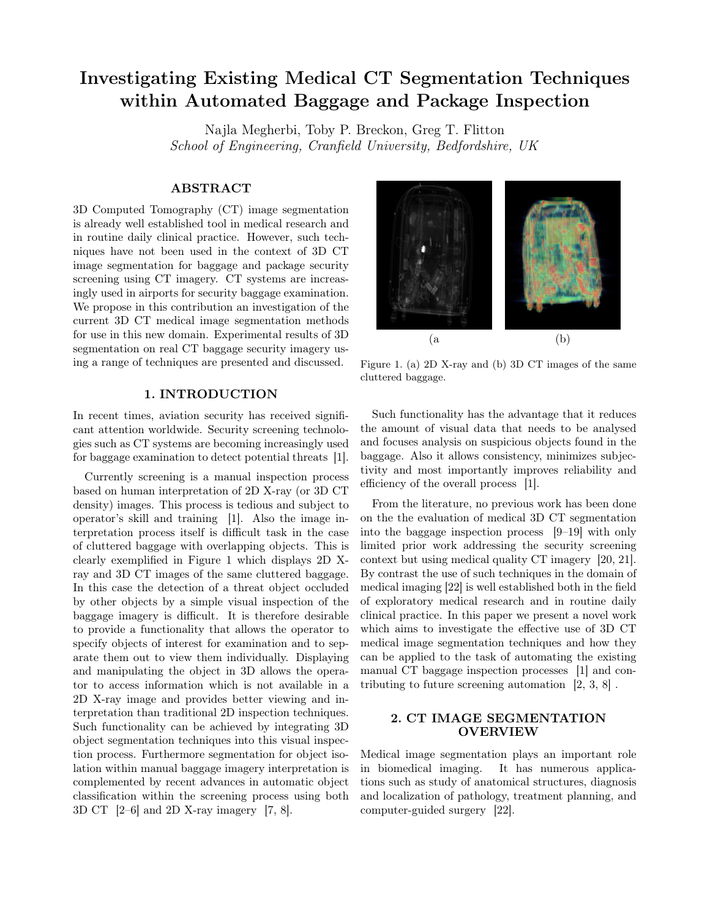# Investigating Existing Medical CT Segmentation Techniques within Automated Baggage and Package Inspection

Najla Megherbi, Toby P. Breckon, Greg T. Flitton

*School of Engineering, Cranfield University, Bedfordshire, UK*

## ABSTRACT

3D Computed Tomography (CT) image segmentation is already well established tool in medical research and in routine daily clinical practice. However, such techniques have not been used in the context of 3D CT image segmentation for baggage and package security screening using CT imagery. CT systems are increasingly used in airports for security baggage examination. We propose in this contribution an investigation of the current 3D CT medical image segmentation methods for use in this new domain. Experimental results of 3D segmentation on real CT baggage security imagery using a range of techniques are presented and discussed.

## 1. INTRODUCTION

In recent times, aviation security has received significant attention worldwide. Security screening technologies such as CT systems are becoming increasingly used for baggage examination to detect potential threats [1].

Currently screening is a manual inspection process based on human interpretation of 2D X-ray (or 3D CT density) images. This process is tedious and subject to operator's skill and training [1]. Also the image interpretation process itself is difficult task in the case of cluttered baggage with overlapping objects. This is clearly exemplified in Figure 1 which displays 2D X-ray and 3D CT images of the same cluttered baggage. In this case the detection of a threat object occluded by other objects by a simple visual inspection of the baggage imagery is difficult. It is therefore desirable to provide a functionality that allows the operator to specify objects of interest for examination and to separate them out to view them individually. Displaying and manipulating the object in 3D allows the operator to access information which is not available in a 2D X-ray image and provides better viewing and interpretation than traditional 2D inspection techniques. Such functionality can be achieved by integrating 3D object segmentation techniques into this visual inspection process. Furthermore segmentation for object isolation within manual baggage imagery interpretation is complemented by recent advances in automatic object classification within the screening process using both 3D CT [2–6] and 2D X-ray imagery [7, 8].

(a (b)

Figure 1. (a) 2D X-ray and (b) 3D CT images of the same cluttered baggage.

Such functionality has the advantage that it reduces the amount of visual data that needs to be analysed and focuses analysis on suspicious objects found in the baggage. Also it allows consistency, minimizes subjectivity and most importantly improves reliability and efficiency of the overall process [1].

From the literature, no previous work has been done on the the evaluation of medical 3D CT segmentation into the baggage inspection process [9–19] with only limited prior work addressing the security screening context but using medical quality CT imagery [20, 21]. By contrast the use of such techniques in the domain of medical imaging [22] is well established both in the field of exploratory medical research and in routine daily clinical practice. In this paper we present a novel work which aims to investigate the effective use of 3D CT medical image segmentation techniques and how they can be applied to the task of automating the existing manual CT baggage inspection processes [1] and contributing to future screening automation [2, 3, 8] .

## 2. CT IMAGE SEGMENTATION OVERVIEW

Medical image segmentation plays an important role in biomedical imaging. It has numerous applications such as study of anatomical structures, diagnosis and localization of pathology, treatment planning, and computer-guided surgery [22].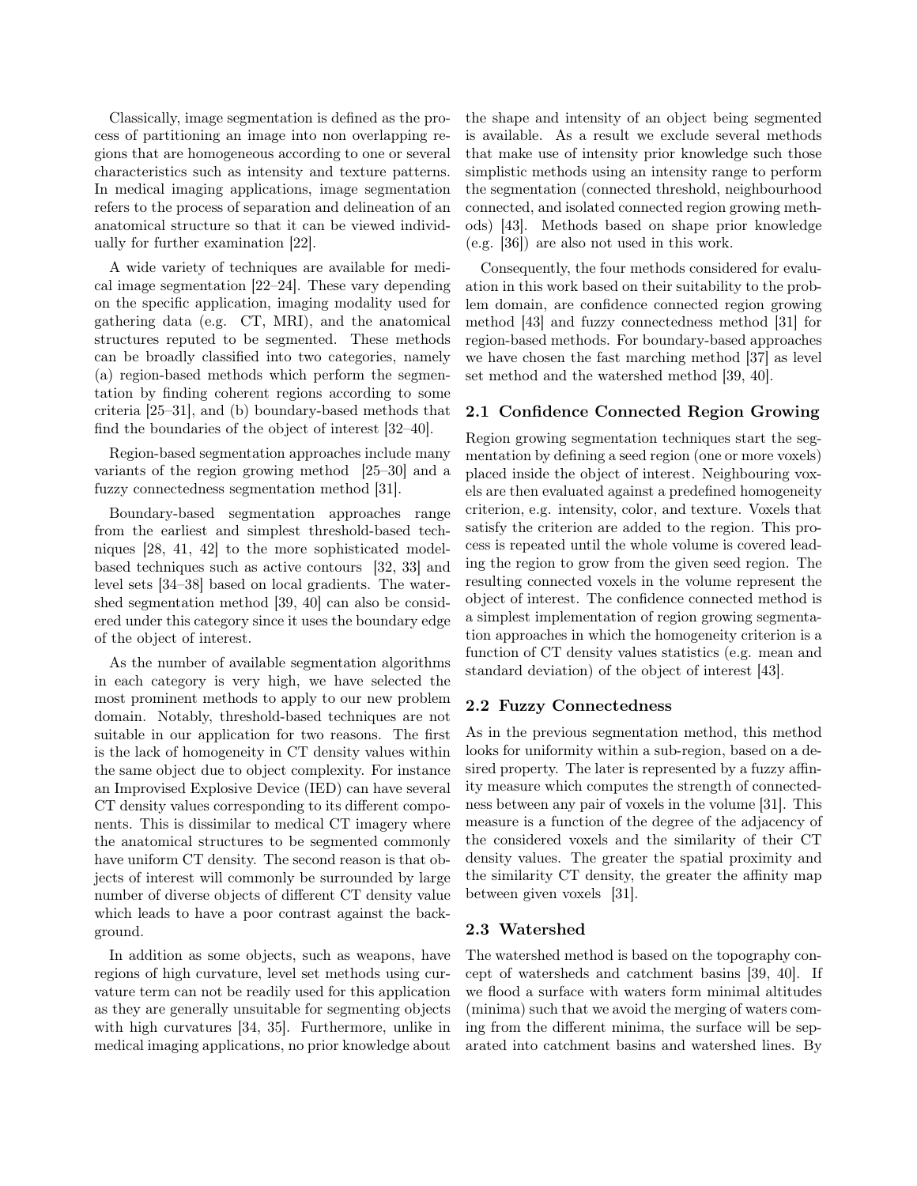Classically, image segmentation is defined as the process of partitioning an image into non overlapping regions that are homogeneous according to one or several characteristics such as intensity and texture patterns. In medical imaging applications, image segmentation refers to the process of separation and delineation of an anatomical structure so that it can be viewed individually for further examination [22].

A wide variety of techniques are available for medical image segmentation [22–24]. These vary depending on the specific application, imaging modality used for gathering data (e.g. CT, MRI), and the anatomical structures reputed to be segmented. These methods can be broadly classified into two categories, namely (a) region-based methods which perform the segmentation by finding coherent regions according to some criteria [25–31], and (b) boundary-based methods that find the boundaries of the object of interest [32–40].

Region-based segmentation approaches include many variants of the region growing method [25–30] and a fuzzy connectedness segmentation method [31].

Boundary-based segmentation approaches range from the earliest and simplest threshold-based techniques [28, 41, 42] to the more sophisticated model-based techniques such as active contours [32, 33] and level sets [34–38] based on local gradients. The watershed segmentation method [39, 40] can also be considered under this category since it uses the boundary edge of the object of interest.

As the number of available segmentation algorithms in each category is very high, we have selected the most prominent methods to apply to our new problem domain. Notably, threshold-based techniques are not suitable in our application for two reasons. The first is the lack of homogeneity in CT density values within the same object due to object complexity. For instance an Improvised Explosive Device (IED) can have several CT density values corresponding to its different components. This is dissimilar to medical CT imagery where the anatomical structures to be segmented commonly have uniform CT density. The second reason is that objects of interest will commonly be surrounded by large number of diverse objects of different CT density value which leads to have a poor contrast against the background.

In addition as some objects, such as weapons, have regions of high curvature, level set methods using curvature term can not be readily used for this application as they are generally unsuitable for segmenting objects with high curvatures [34, 35]. Furthermore, unlike in medical imaging applications, no prior knowledge about the shape and intensity of an object being segmented is available. As a result we exclude several methods that make use of intensity prior knowledge such those simplistic methods using an intensity range to perform the segmentation (connected threshold, neighbourhood connected, and isolated connected region growing methods) [43]. Methods based on shape prior knowledge (e.g. [36]) are also not used in this work.

Consequently, the four methods considered for evaluation in this work based on their suitability to the problem domain, are confidence connected region growing method [43] and fuzzy connectedness method [31] for region-based methods. For boundary-based approaches we have chosen the fast marching method [37] as level set method and the watershed method [39, 40].

### 2.1 Confidence Connected Region Growing

Region growing segmentation techniques start the segmentation by defining a seed region (one or more voxels) placed inside the object of interest. Neighbouring voxels are then evaluated against a predefined homogeneity criterion, e.g. intensity, color, and texture. Voxels that satisfy the criterion are added to the region. This process is repeated until the whole volume is covered leading the region to grow from the given seed region. The resulting connected voxels in the volume represent the object of interest. The confidence connected method is a simplest implementation of region growing segmentation approaches in which the homogeneity criterion is a function of CT density values statistics (e.g. mean and standard deviation) of the object of interest [43].

### 2.2 Fuzzy Connectedness

As in the previous segmentation method, this method looks for uniformity within a sub-region, based on a desired property. The later is represented by a fuzzy affinity measure which computes the strength of connectedness between any pair of voxels in the volume [31]. This measure is a function of the degree of the adjacency of the considered voxels and the similarity of their CT density values. The greater the spatial proximity and the similarity CT density, the greater the affinity map between given voxels [31].

### 2.3 Watershed

The watershed method is based on the topography concept of watersheds and catchment basins [39, 40]. If we flood a surface with waters form minimal altitudes (minima) such that we avoid the merging of waters coming from the different minima, the surface will be separated into catchment basins and watershed lines. By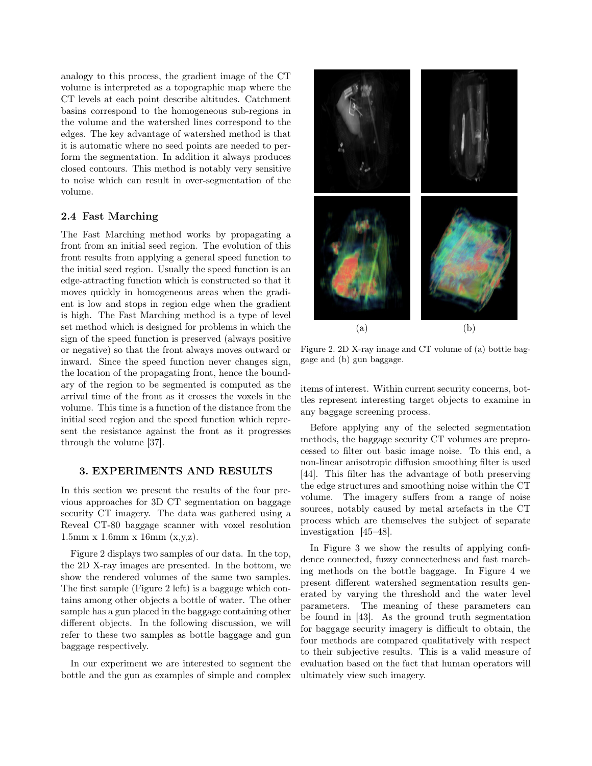analogy to this process, the gradient image of the CT volume is interpreted as a topographic map where the CT levels at each point describe altitudes. Catchment basins correspond to the homogeneous sub-regions in the volume and the watershed lines correspond to the edges. The key advantage of watershed method is that it is automatic where no seed points are needed to perform the segmentation. In addition it always produces closed contours. This method is notably very sensitive to noise which can result in over-segmentation of the volume.

### 2.4 Fast Marching

The Fast Marching method works by propagating a front from an initial seed region. The evolution of this front results from applying a general speed function to the initial seed region. Usually the speed function is an edge-attracting function which is constructed so that it moves quickly in homogeneous areas when the gradient is low and stops in region edge when the gradient is high. The Fast Marching method is a type of level set method which is designed for problems in which the sign of the speed function is preserved (always positive or negative) so that the front always moves outward or inward. Since the speed function never changes sign, the location of the propagating front, hence the boundary of the region to be segmented is computed as the arrival time of the front as it crosses the voxels in the volume. This time is a function of the distance from the initial seed region and the speed function which represent the resistance against the front as it progresses through the volume [37].

## 3. EXPERIMENTS AND RESULTS

In this section we present the results of the four previous approaches for 3D CT segmentation on baggage security CT imagery. The data was gathered using a Reveal CT-80 baggage scanner with voxel resolution 1.5mm x 1.6mm x 16mm (x,y,z).

Figure 2 displays two samples of our data. In the top, the 2D X-ray images are presented. In the bottom, we show the rendered volumes of the same two samples. The first sample (Figure 2 left) is a baggage which contains among other objects a bottle of water. The other sample has a gun placed in the baggage containing other different objects. In the following discussion, we will refer to these two samples as bottle baggage and gun baggage respectively.

In our experiment we are interested to segment the bottle and the gun as examples of simple and complex items of interest. Within current security concerns, bottles represent interesting target objects to examine in any baggage screening process.

(a) (b)

Figure 2. 2D X-ray image and CT volume of (a) bottle baggage and (b) gun baggage.

Before applying any of the selected segmentation methods, the baggage security CT volumes are preprocessed to filter out basic image noise. To this end, a non-linear anisotropic diffusion smoothing filter is used [44]. This filter has the advantage of both preserving the edge structures and smoothing noise within the CT volume. The imagery suffers from a range of noise sources, notably caused by metal artefacts in the CT process which are themselves the subject of separate investigation [45–48].

In Figure 3 we show the results of applying confidence connected, fuzzy connectedness and fast marching methods on the bottle baggage. In Figure 4 we present different watershed segmentation results generated by varying the threshold and the water level parameters. The meaning of these parameters can be found in [43]. As the ground truth segmentation for baggage security imagery is difficult to obtain, the four methods are compared qualitatively with respect to their subjective results. This is a valid measure of evaluation based on the fact that human operators will ultimately view such imagery.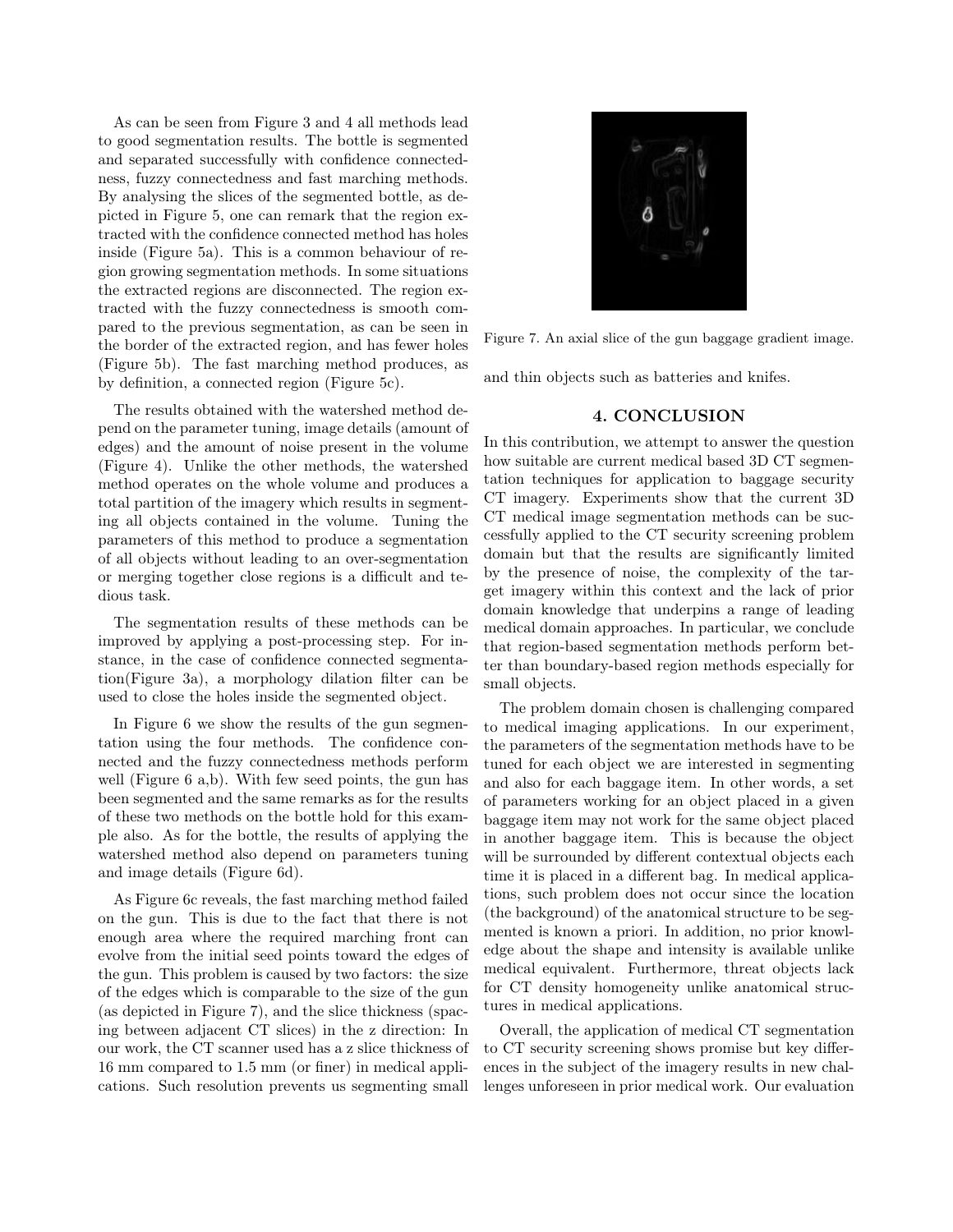As can be seen from Figure 3 and 4 all methods lead to good segmentation results. The bottle is segmented and separated successfully with confidence connectedness, fuzzy connectedness and fast marching methods. By analysing the slices of the segmented bottle, as depicted in Figure 5, one can remark that the region extracted with the confidence connected method has holes inside (Figure 5a). This is a common behaviour of region growing segmentation methods. In some situations the extracted regions are disconnected. The region extracted with the fuzzy connectedness is smooth compared to the previous segmentation, as can be seen in the border of the extracted region, and has fewer holes (Figure 5b). The fast marching method produces, as by definition, a connected region (Figure 5c).

The results obtained with the watershed method depend on the parameter tuning, image details (amount of edges) and the amount of noise present in the volume (Figure 4). Unlike the other methods, the watershed method operates on the whole volume and produces a total partition of the imagery which results in segmenting all objects contained in the volume. Tuning the parameters of this method to produce a segmentation of all objects without leading to an over-segmentation or merging together close regions is a difficult and tedious task.

The segmentation results of these methods can be improved by applying a post-processing step. For instance, in the case of confidence connected segmentation(Figure 3a), a morphology dilation filter can be used to close the holes inside the segmented object.

In Figure 6 we show the results of the gun segmentation using the four methods. The confidence connected and the fuzzy connectedness methods perform well (Figure 6 a,b). With few seed points, the gun has been segmented and the same remarks as for the results of these two methods on the bottle hold for this example also. As for the bottle, the results of applying the watershed method also depend on parameters tuning and image details (Figure 6d).

As Figure 6c reveals, the fast marching method failed on the gun. This is due to the fact that there is not enough area where the required marching front can evolve from the initial seed points toward the edges of the gun. This problem is caused by two factors: the size of the edges which is comparable to the size of the gun (as depicted in Figure 7), and the slice thickness (spacing between adjacent CT slices) in the z direction: In our work, the CT scanner used has a z slice thickness of 16 mm compared to 1.5 mm (or finer) in medical applications. Such resolution prevents us segmenting small and thin objects such as batteries and knifes.

Figure 7. An axial slice of the gun baggage gradient image.

## 4. CONCLUSION

In this contribution, we attempt to answer the question how suitable are current medical based 3D CT segmentation techniques for application to baggage security CT imagery. Experiments show that the current 3D CT medical image segmentation methods can be successfully applied to the CT security screening problem domain but that the results are significantly limited by the presence of noise, the complexity of the target imagery within this context and the lack of prior domain knowledge that underpins a range of leading medical domain approaches. In particular, we conclude that region-based segmentation methods perform better than boundary-based region methods especially for small objects.

The problem domain chosen is challenging compared to medical imaging applications. In our experiment, the parameters of the segmentation methods have to be tuned for each object we are interested in segmenting and also for each baggage item. In other words, a set of parameters working for an object placed in a given baggage item may not work for the same object placed in another baggage item. This is because the object will be surrounded by different contextual objects each time it is placed in a different bag. In medical applications, such problem does not occur since the location (the background) of the anatomical structure to be segmented is known a priori. In addition, no prior knowledge about the shape and intensity is available unlike medical equivalent. Furthermore, threat objects lack for CT density homogeneity unlike anatomical structures in medical applications.

Overall, the application of medical CT segmentation to CT security screening shows promise but key differences in the subject of the imagery results in new challenges unforeseen in prior medical work. Our evaluation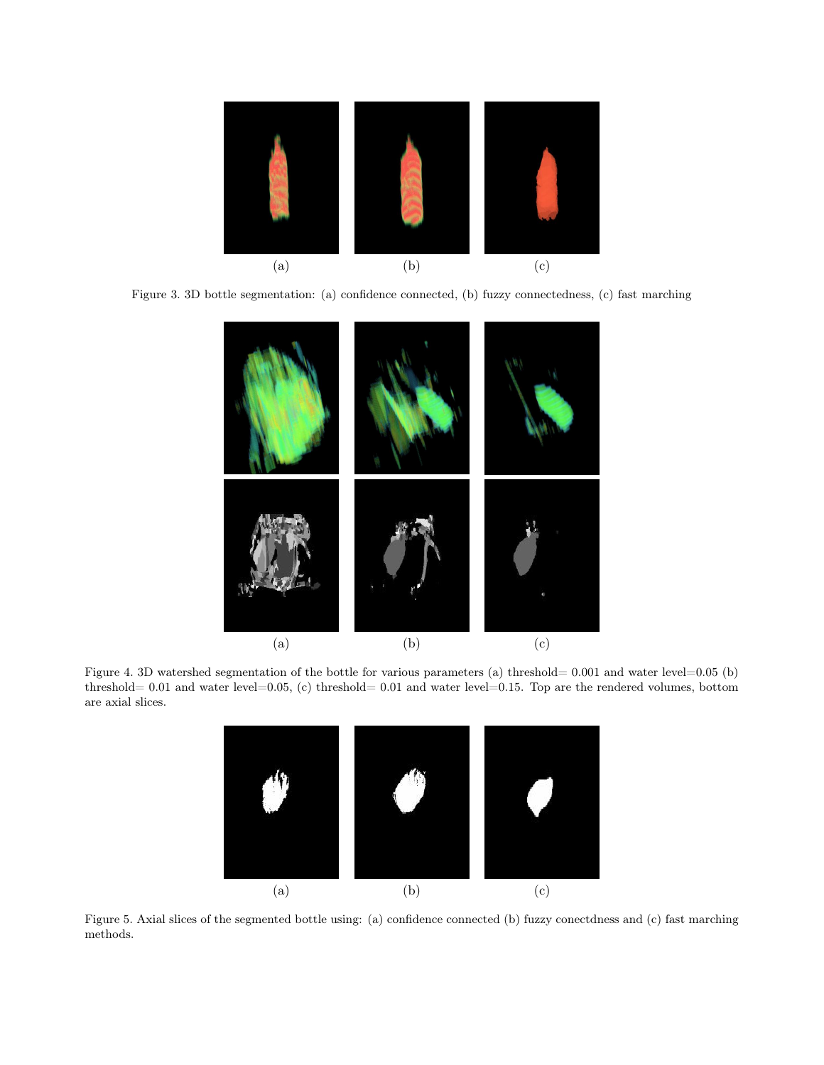(a) (b) (c)

Figure 3. 3D bottle segmentation: (a) confidence connected, (b) fuzzy connectedness, (c) fast marching

(a) (b) (c)

Figure 4. 3D watershed segmentation of the bottle for various parameters (a) threshold= 0.001 and water level=0.05 (b) threshold= 0.01 and water level=0.05, (c) threshold= 0.01 and water level=0.15. Top are the rendered volumes, bottom are axial slices.

(a) (b) (c)

Figure 5. Axial slices of the segmented bottle using: (a) confidence connected (b) fuzzy conectdness and (c) fast marching methods.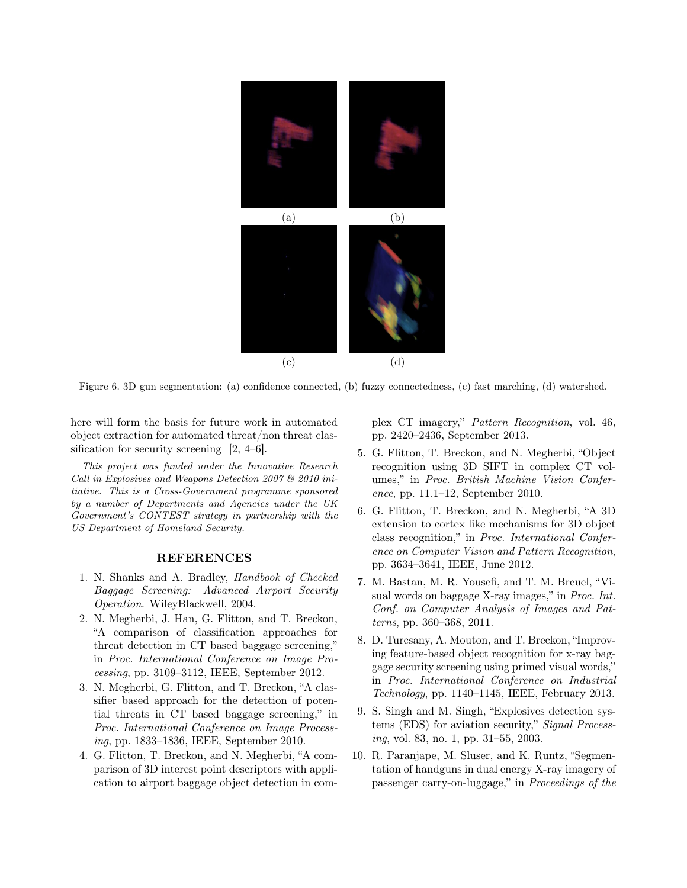(a) (b)

(c) (d)

Figure 6. 3D gun segmentation: (a) confidence connected, (b) fuzzy connectedness, (c) fast marching, (d) watershed.

here will form the basis for future work in automated object extraction for automated threat/non threat classification for security screening [2, 4–6].

*This project was funded under the Innovative Research Call in Explosives and Weapons Detection 2007 & 2010 initiative. This is a Cross-Government programme sponsored by a number of Departments and Agencies under the UK Government's CONTEST strategy in partnership with the US Department of Homeland Security.*

## REFERENCES

1. N. Shanks and A. Bradley, *Handbook of Checked Baggage Screening: Advanced Airport Security Operation*. WileyBlackwell, 2004.
2. N. Megherbi, J. Han, G. Flitton, and T. Breckon, "A comparison of classification approaches for threat detection in CT based baggage screening," in *Proc. International Conference on Image Processing*, pp. 3109–3112, IEEE, September 2012.
3. N. Megherbi, G. Flitton, and T. Breckon, "A classifier based approach for the detection of potential threats in CT based baggage screening," in *Proc. International Conference on Image Processing*, pp. 1833–1836, IEEE, September 2010.
4. G. Flitton, T. Breckon, and N. Megherbi, "A comparison of 3D interest point descriptors with application to airport baggage object detection in complex CT imagery," *Pattern Recognition*, vol. 46, pp. 2420–2436, September 2013.
5. G. Flitton, T. Breckon, and N. Megherbi, "Object recognition using 3D SIFT in complex CT volumes," in *Proc. British Machine Vision Conference*, pp. 11.1–12, September 2010.
6. G. Flitton, T. Breckon, and N. Megherbi, "A 3D extension to cortex like mechanisms for 3D object class recognition," in *Proc. International Conference on Computer Vision and Pattern Recognition*, pp. 3634–3641, IEEE, June 2012.
7. M. Bastan, M. R. Yousefi, and T. M. Breuel, "Visual words on baggage X-ray images," in *Proc. Int. Conf. on Computer Analysis of Images and Patterns*, pp. 360–368, 2011.
8. D. Turcsany, A. Mouton, and T. Breckon, "Improving feature-based object recognition for x-ray baggage security screening using primed visual words," in *Proc. International Conference on Industrial Technology*, pp. 1140–1145, IEEE, February 2013.
9. S. Singh and M. Singh, "Explosives detection systems (EDS) for aviation security," *Signal Processing*, vol. 83, no. 1, pp. 31–55, 2003.
10. R. Paranjape, M. Sluser, and K. Runtz, "Segmentation of handguns in dual energy X-ray imagery of passenger carry-on-luggage," in *Proceedings of the*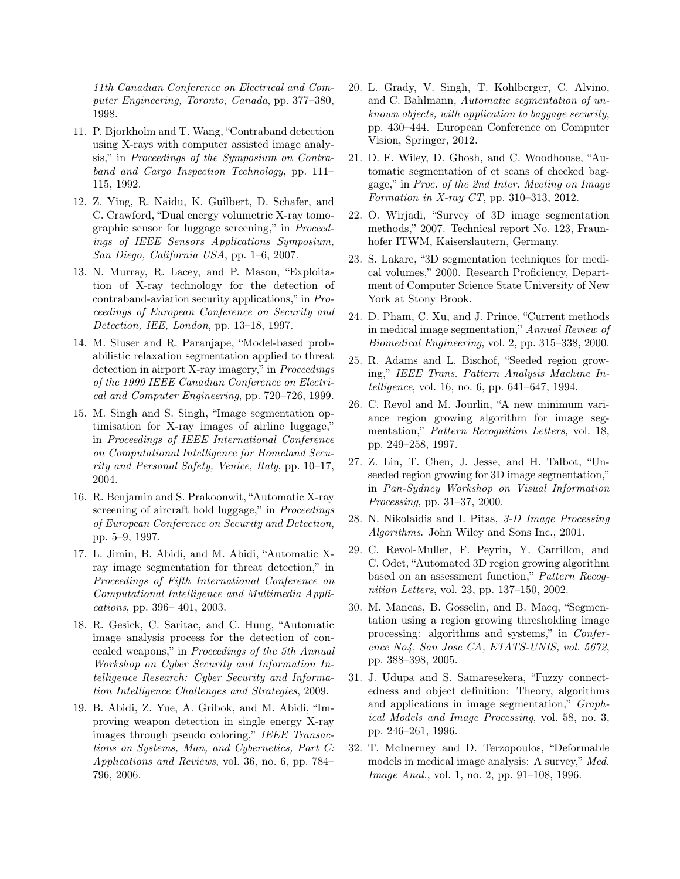*11th Canadian Conference on Electrical and Computer Engineering, Toronto, Canada*, pp. 377–380, 1998.

11. P. Bjorkholm and T. Wang, "Contraband detection using X-rays with computer assisted image analysis," in *Proceedings of the Symposium on Contraband and Cargo Inspection Technology*, pp. 111–115, 1992.
12. Z. Ying, R. Naidu, K. Guilbert, D. Schafer, and C. Crawford, "Dual energy volumetric X-ray tomographic sensor for luggage screening," in *Proceedings of IEEE Sensors Applications Symposium, San Diego, California USA*, pp. 1–6, 2007.
13. N. Murray, R. Lacey, and P. Mason, "Exploitation of X-ray technology for the detection of contraband-aviation security applications," in *Proceedings of European Conference on Security and Detection, IEE, London*, pp. 13–18, 1997.
14. M. Sluser and R. Paranjape, "Model-based probabilistic relaxation segmentation applied to threat detection in airport X-ray imagery," in *Proceedings of the 1999 IEEE Canadian Conference on Electrical and Computer Engineering*, pp. 720–726, 1999.
15. M. Singh and S. Singh, "Image segmentation optimisation for X-ray images of airline luggage," in *Proceedings of IEEE International Conference on Computational Intelligence for Homeland Security and Personal Safety, Venice, Italy*, pp. 10–17, 2004.
16. R. Benjamin and S. Prakoonwit, "Automatic X-ray screening of aircraft hold luggage," in *Proceedings of European Conference on Security and Detection*, pp. 5–9, 1997.
17. L. Jimin, B. Abidi, and M. Abidi, "Automatic X-ray image segmentation for threat detection," in *Proceedings of Fifth International Conference on Computational Intelligence and Multimedia Applications*, pp. 396– 401, 2003.
18. R. Gesick, C. Saritac, and C. Hung, "Automatic image analysis process for the detection of concealed weapons," in *Proceedings of the 5th Annual Workshop on Cyber Security and Information Intelligence Research: Cyber Security and Information Intelligence Challenges and Strategies*, 2009.
19. B. Abidi, Z. Yue, A. Gribok, and M. Abidi, "Improving weapon detection in single energy X-ray images through pseudo coloring," *IEEE Transactions on Systems, Man, and Cybernetics, Part C: Applications and Reviews*, vol. 36, no. 6, pp. 784–796, 2006.
20. L. Grady, V. Singh, T. Kohlberger, C. Alvino, and C. Bahlmann, *Automatic segmentation of unknown objects, with application to baggage security*, pp. 430–444. European Conference on Computer Vision, Springer, 2012.
21. D. F. Wiley, D. Ghosh, and C. Woodhouse, "Automatic segmentation of ct scans of checked baggage," in *Proc. of the 2nd Inter. Meeting on Image Formation in X-ray CT*, pp. 310–313, 2012.
22. O. Wirjadi, "Survey of 3D image segmentation methods," 2007. Technical report No. 123, Fraunhofer ITWM, Kaiserslautern, Germany.
23. S. Lakare, "3D segmentation techniques for medical volumes," 2000. Research Proficiency, Department of Computer Science State University of New York at Stony Brook.
24. D. Pham, C. Xu, and J. Prince, "Current methods in medical image segmentation," *Annual Review of Biomedical Engineering*, vol. 2, pp. 315–338, 2000.
25. R. Adams and L. Bischof, "Seeded region growing," *IEEE Trans. Pattern Analysis Machine Intelligence*, vol. 16, no. 6, pp. 641–647, 1994.
26. C. Revol and M. Jourlin, "A new minimum variance region growing algorithm for image segmentation," *Pattern Recognition Letters*, vol. 18, pp. 249–258, 1997.
27. Z. Lin, T. Chen, J. Jesse, and H. Talbot, "Unseeded region growing for 3D image segmentation," in *Pan-Sydney Workshop on Visual Information Processing*, pp. 31–37, 2000.
28. N. Nikolaidis and I. Pitas, *3-D Image Processing Algorithms*. John Wiley and Sons Inc., 2001.
29. C. Revol-Muller, F. Peyrin, Y. Carrillon, and C. Odet, "Automated 3D region growing algorithm based on an assessment function," *Pattern Recognition Letters*, vol. 23, pp. 137–150, 2002.
30. M. Mancas, B. Gosselin, and B. Macq, "Segmentation using a region growing thresholding image processing: algorithms and systems," in *Conference No4, San Jose CA, ETATS-UNIS, vol. 5672*, pp. 388–398, 2005.
31. J. Udupa and S. Samaresekera, "Fuzzy connectedness and object definition: Theory, algorithms and applications in image segmentation," *Graphical Models and Image Processing*, vol. 58, no. 3, pp. 246–261, 1996.
32. T. McInerney and D. Terzopoulos, "Deformable models in medical image analysis: A survey," *Med. Image Anal.*, vol. 1, no. 2, pp. 91–108, 1996.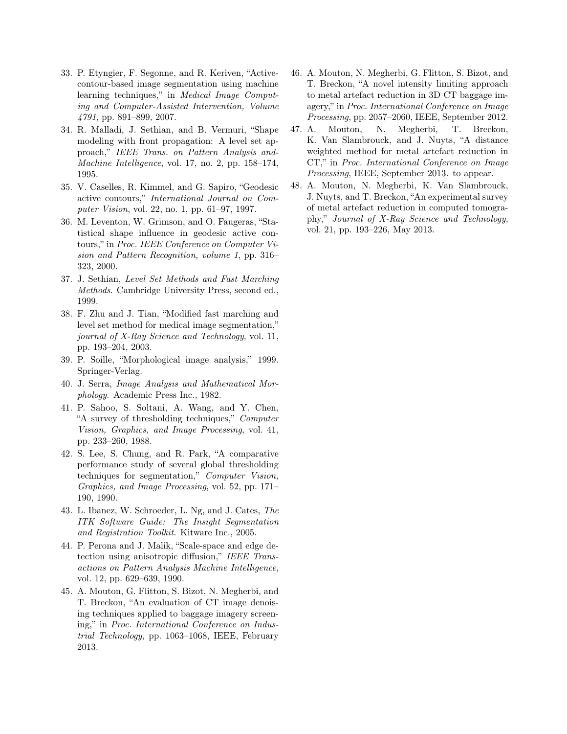33. P. Etyngier, F. Segonne, and R. Keriven, "Active-contour-based image segmentation using machine learning techniques," in *Medical Image Computing and Computer-Assisted Intervention, Volume 4791*, pp. 891–899, 2007.
34. R. Malladi, J. Sethian, and B. Vermuri, "Shape modeling with front propagation: A level set approach," *IEEE Trans. on Pattern Analysis and-Machine Intelligence*, vol. 17, no. 2, pp. 158–174, 1995.
35. V. Caselles, R. Kimmel, and G. Sapiro, "Geodesic active contours," *International Journal on Computer Vision*, vol. 22, no. 1, pp. 61–97, 1997.
36. M. Leventon, W. Grimson, and O. Faugeras, "Statistical shape influence in geodesic active contours," in *Proc. IEEE Conference on Computer Vision and Pattern Recognition, volume 1*, pp. 316–323, 2000.
37. J. Sethian, *Level Set Methods and Fast Marching Methods*. Cambridge University Press, second ed., 1999.
38. F. Zhu and J. Tian, "Modified fast marching and level set method for medical image segmentation," *journal of X-Ray Science and Technology*, vol. 11, pp. 193–204, 2003.
39. P. Soille, "Morphological image analysis," 1999. Springer-Verlag.
40. J. Serra, *Image Analysis and Mathematical Morphology*. Academic Press Inc., 1982.
41. P. Sahoo, S. Soltani, A. Wang, and Y. Chen, "A survey of thresholding techniques," *Computer Vision, Graphics, and Image Processing*, vol. 41, pp. 233–260, 1988.
42. S. Lee, S. Chung, and R. Park, "A comparative performance study of several global thresholding techniques for segmentation," *Computer Vision, Graphics, and Image Processing*, vol. 52, pp. 171–190, 1990.
43. L. Ibanez, W. Schroeder, L. Ng, and J. Cates, *The ITK Software Guide: The Insight Segmentation and Registration Toolkit*. Kitware Inc., 2005.
44. P. Perona and J. Malik, "Scale-space and edge detection using anisotropic diffusion," *IEEE Transactions on Pattern Analysis Machine Intelligence*, vol. 12, pp. 629–639, 1990.
45. A. Mouton, G. Flitton, S. Bizot, N. Megherbi, and T. Breckon, "An evaluation of CT image denoising techniques applied to baggage imagery screening," in *Proc. International Conference on Industrial Technology*, pp. 1063–1068, IEEE, February 2013.
46. A. Mouton, N. Megherbi, G. Flitton, S. Bizot, and T. Breckon, "A novel intensity limiting approach to metal artefact reduction in 3D CT baggage imagery," in *Proc. International Conference on Image Processing*, pp. 2057–2060, IEEE, September 2012.
47. A. Mouton, N. Megherbi, T. Breckon, K. Van Slambrouck, and J. Nuyts, "A distance weighted method for metal artefact reduction in CT," in *Proc. International Conference on Image Processing*, IEEE, September 2013. to appear.
48. A. Mouton, N. Megherbi, K. Van Slambrouck, J. Nuyts, and T. Breckon, "An experimental survey of metal artefact reduction in computed tomography," *Journal of X-Ray Science and Technology*, vol. 21, pp. 193–226, May 2013.